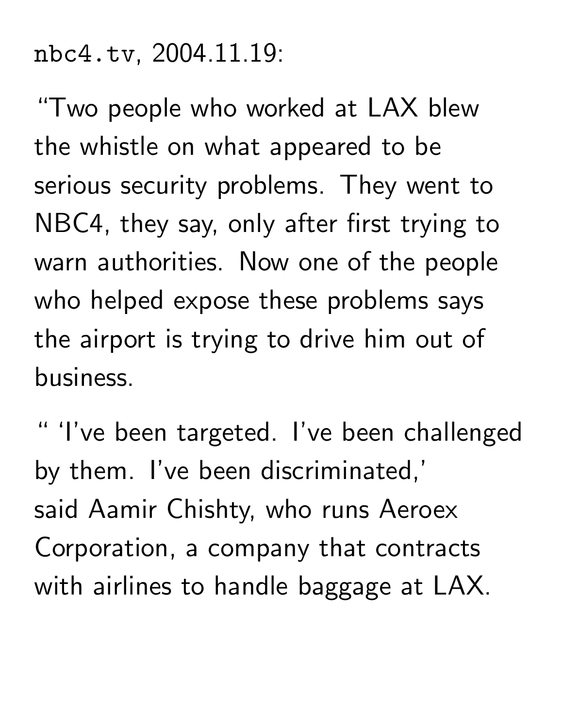`nbc4.tv`, 2004.11.19:

"Two people who worked at LAX blew the whistle on what appeared to be serious security problems. They went to NBC4, they say, only after first trying to warn authorities. Now one of the people who helped expose these problems says the airport is trying to drive him out of business.

" 'I've been targeted. I've been challenged by them. I've been discriminated,' said Aamir Chishty, who runs Aeroex Corporation, a company that contracts with airlines to handle baggage at LAX.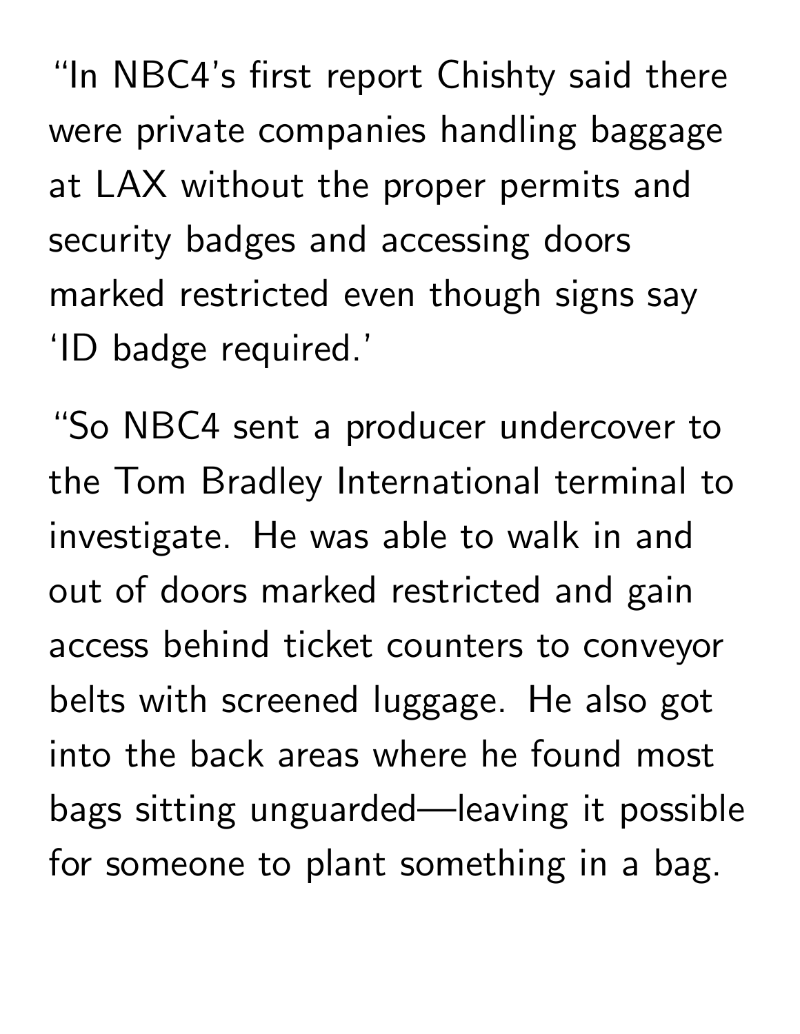"In NBC4's first report Chishty said there were private companies handling baggage at LAX without the proper permits and security badges and accessing doors marked restricted even though signs say 'ID badge required.'

"So NBC4 sent a producer undercover to the Tom Bradley International terminal to investigate. He was able to walk in and out of doors marked restricted and gain access behind ticket counters to conveyor belts with screened luggage. He also got into the back areas where he found most bags sitting unguarded—leaving it possible for someone to plant something in a bag.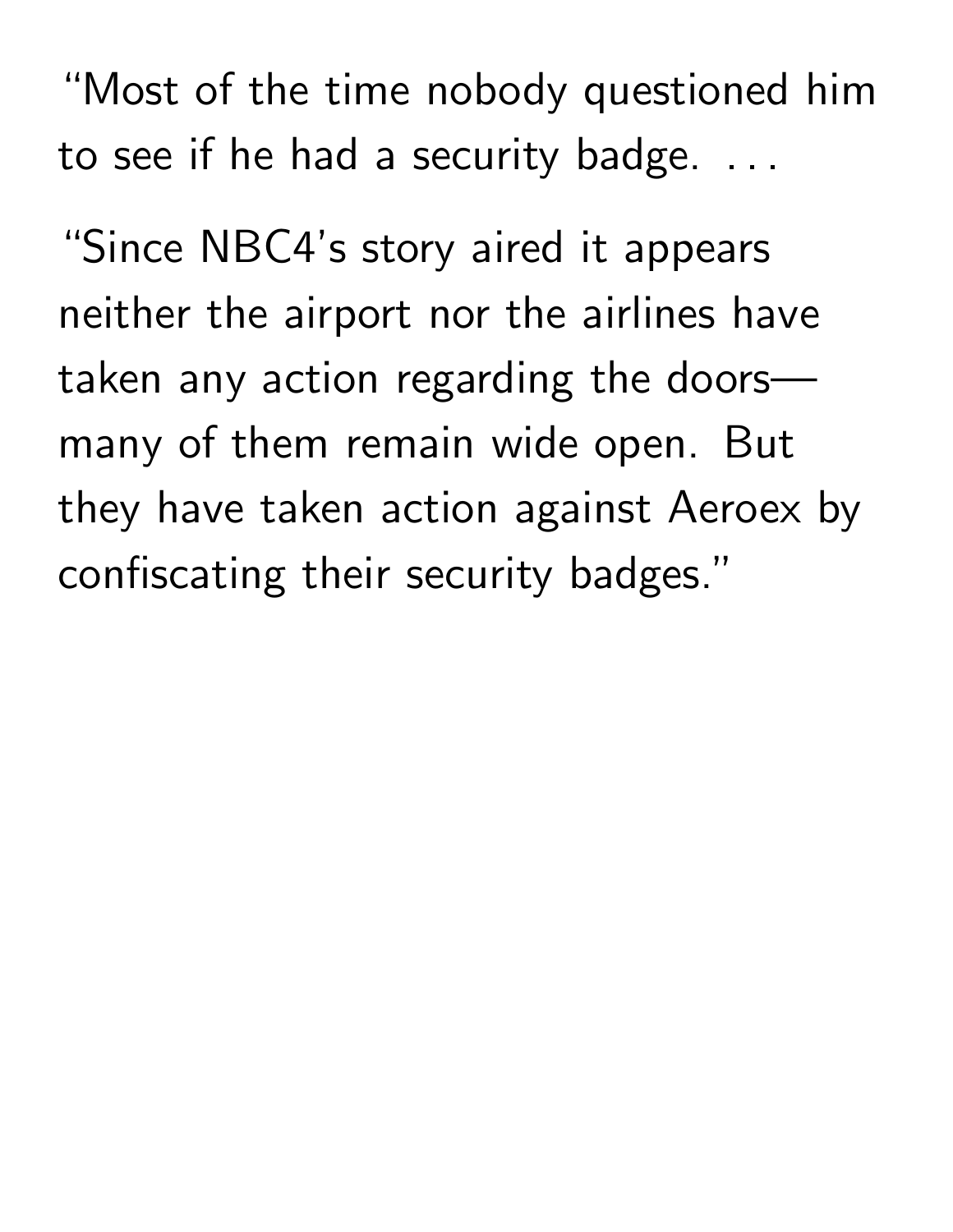"Most of the time nobody questioned him to see if he had a security badge. . . .

"Since NBC4's story aired it appears neither the airport nor the airlines have taken any action regarding the doors—many of them remain wide open. But they have taken action against Aeroex by confiscating their security badges."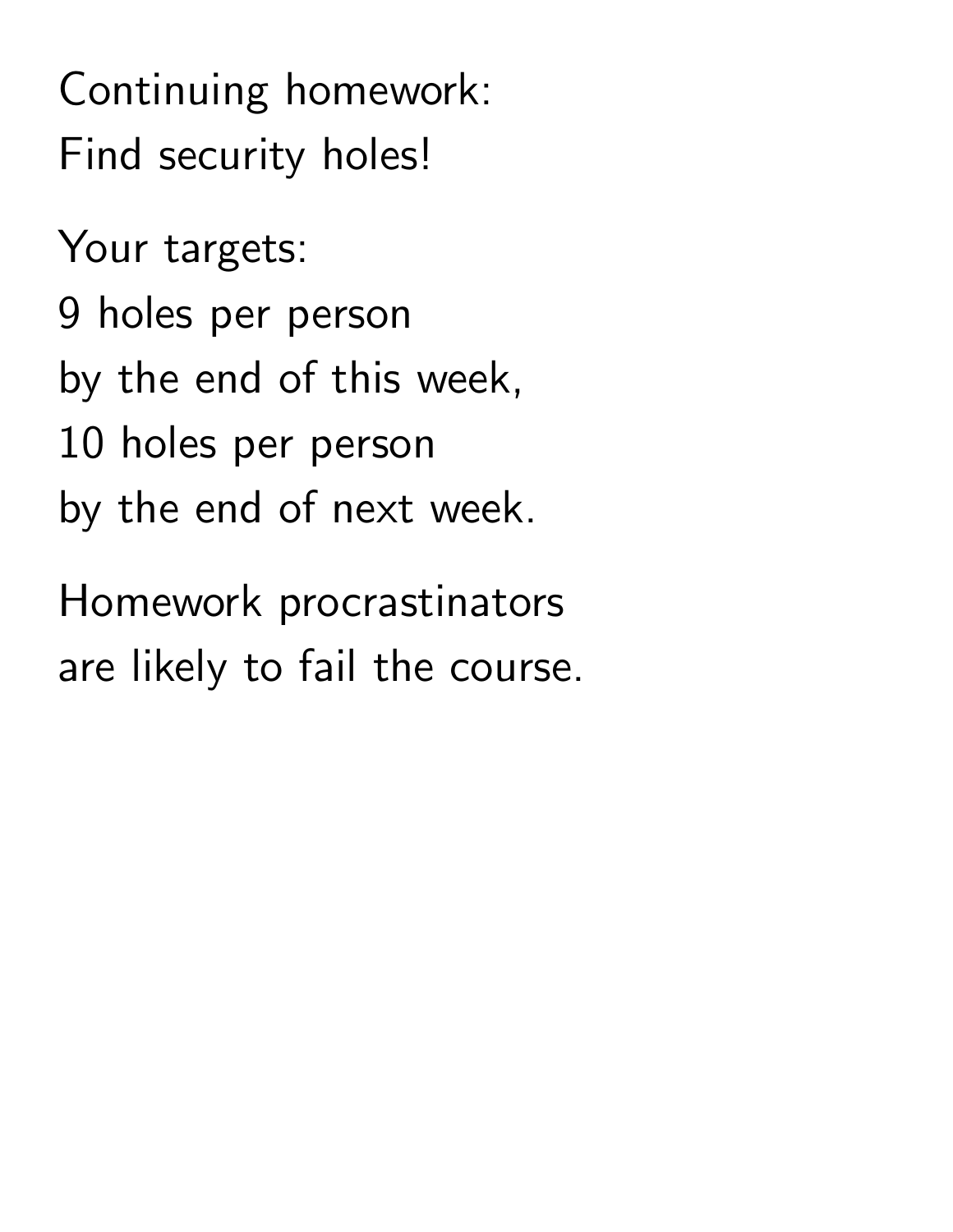Continuing homework:
Find security holes!

Your targets:
9 holes per person
by the end of this week,
10 holes per person
by the end of next week.

Homework procrastinators
are likely to fail the course.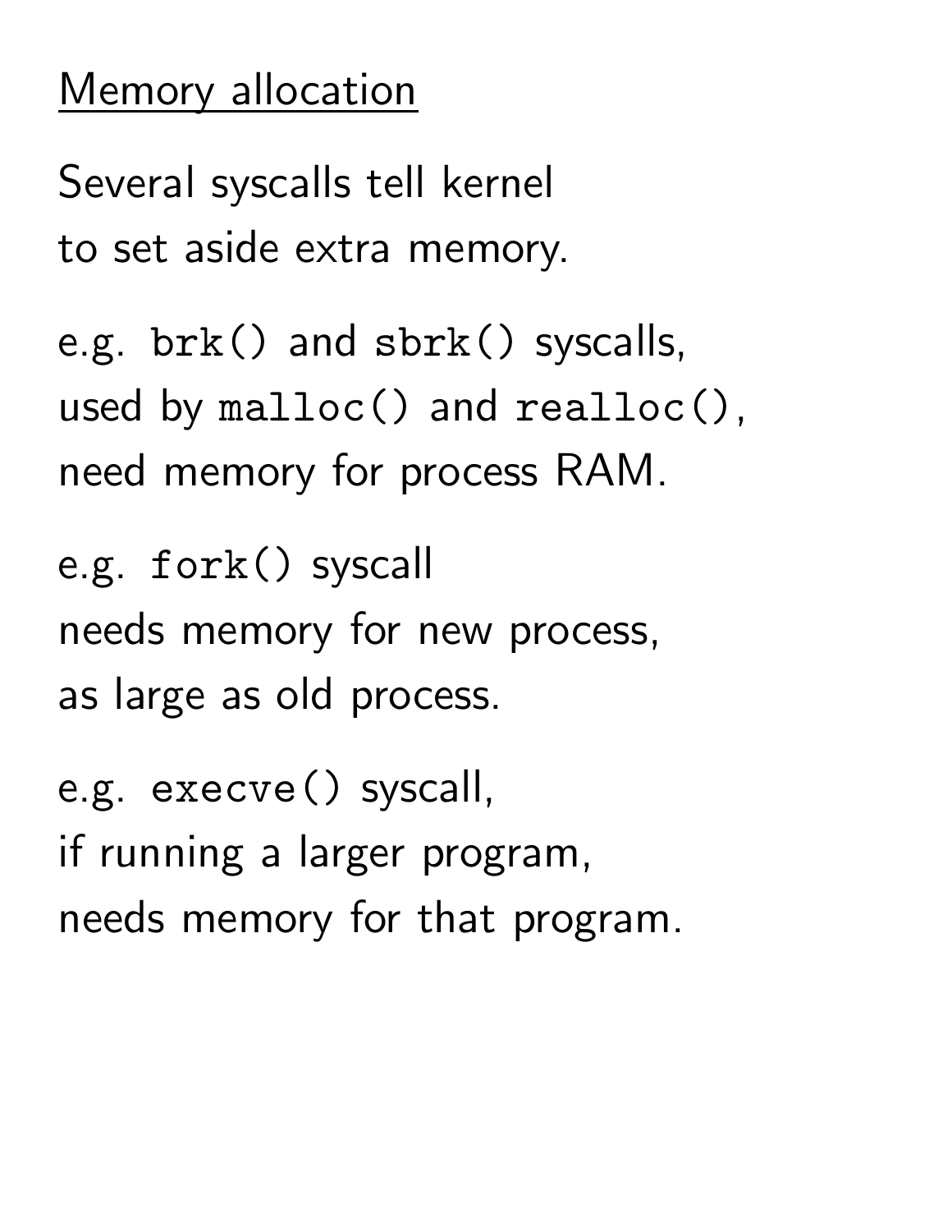# Memory allocation

Several syscalls tell kernel
to set aside extra memory.

e.g. `brk()` and `sbrk()` syscalls,
used by `malloc()` and `realloc()`,
need memory for process RAM.

e.g. `fork()` syscall
needs memory for new process,
as large as old process.

e.g. `execve()` syscall,
if running a larger program,
needs memory for that program.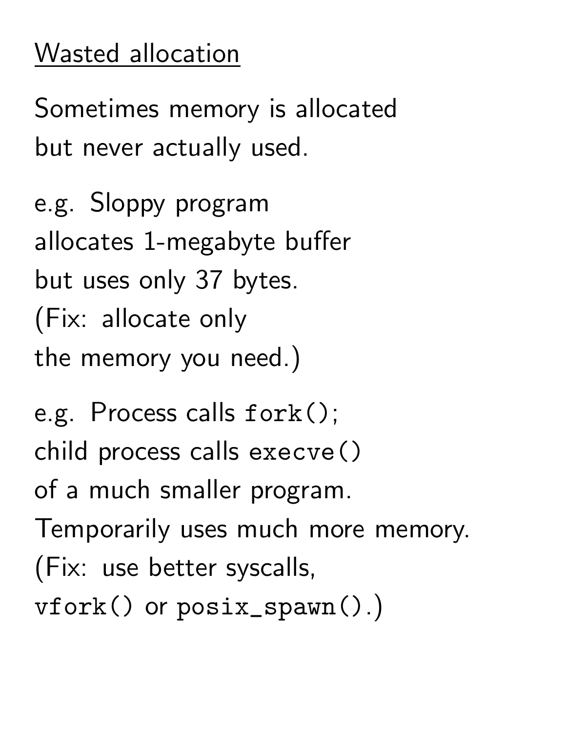## Wasted allocation

Sometimes memory is allocated but never actually used.

e.g. Sloppy program allocates 1-megabyte buffer but uses only 37 bytes. (Fix: allocate only the memory you need.)

e.g. Process calls `fork()`; child process calls `execve()` of a much smaller program. Temporarily uses much more memory. (Fix: use better syscalls, `vfork()` or `posix_spawn()`.)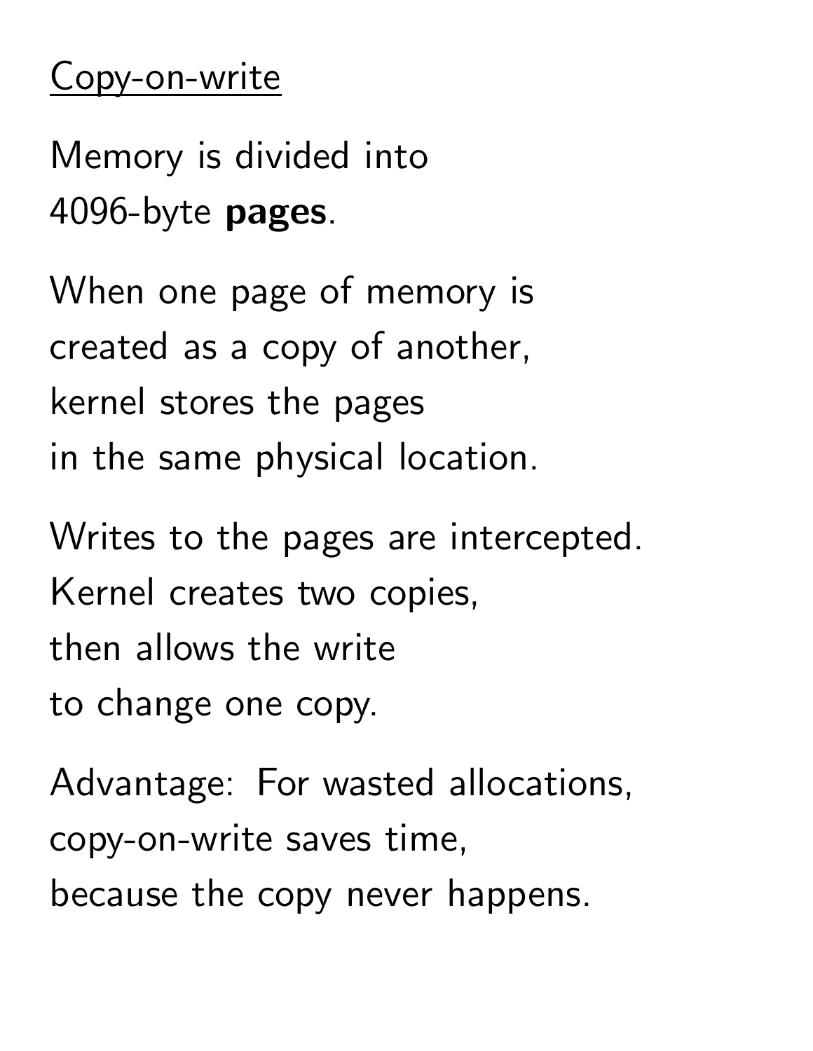## Copy-on-write

Memory is divided into
4096-byte **pages**.

When one page of memory is
created as a copy of another,
kernel stores the pages
in the same physical location.

Writes to the pages are intercepted.
Kernel creates two copies,
then allows the write
to change one copy.

Advantage: For wasted allocations,
copy-on-write saves time,
because the copy never happens.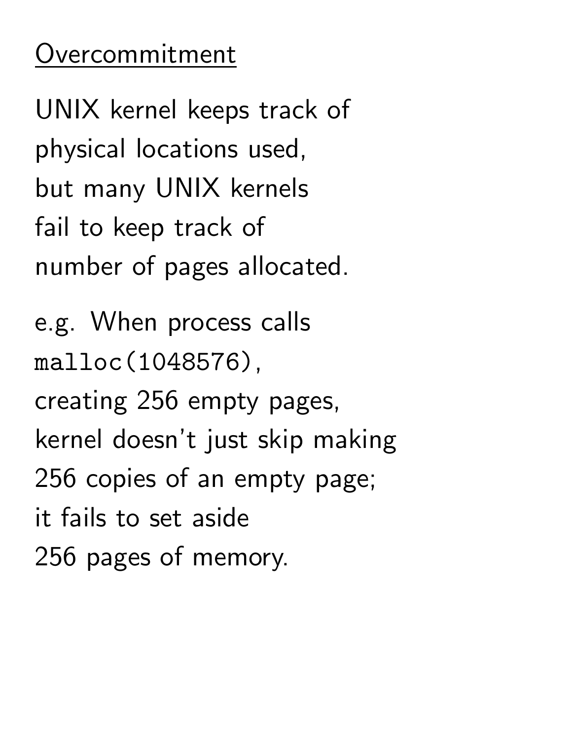## Overcommitment

UNIX kernel keeps track of
physical locations used,
but many UNIX kernels
fail to keep track of
number of pages allocated.

e.g. When process calls
`malloc(1048576)`,
creating 256 empty pages,
kernel doesn't just skip making
256 copies of an empty page;
it fails to set aside
256 pages of memory.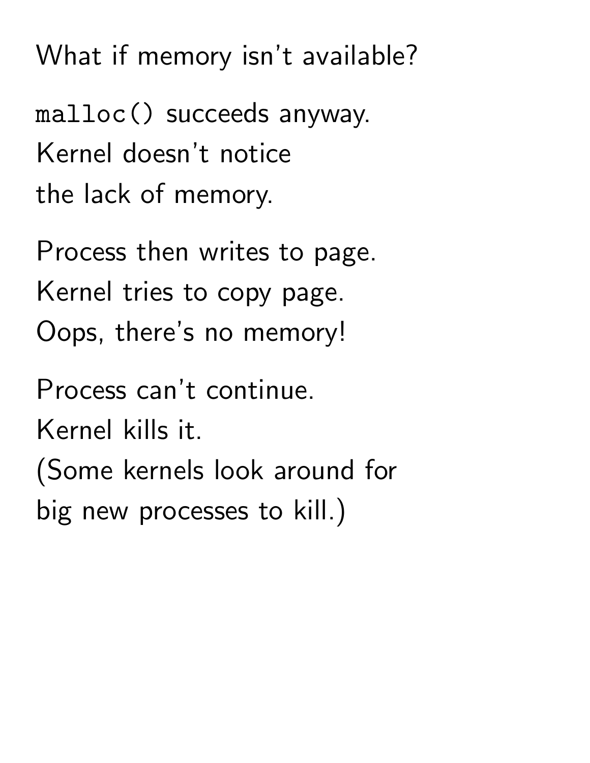What if memory isn't available?

`malloc()` succeeds anyway.
Kernel doesn't notice
the lack of memory.

Process then writes to page.
Kernel tries to copy page.
Oops, there's no memory!

Process can't continue.
Kernel kills it.
(Some kernels look around for
big new processes to kill.)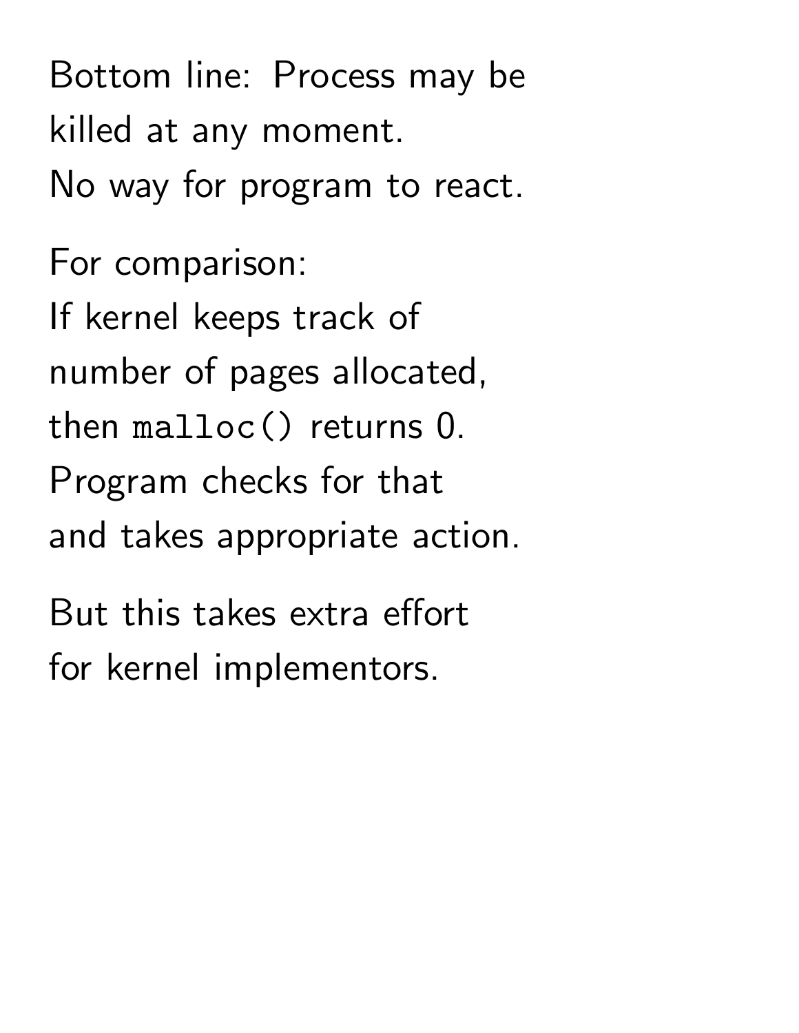Bottom line: Process may be killed at any moment. No way for program to react.

For comparison: If kernel keeps track of number of pages allocated, then `malloc()` returns 0. Program checks for that and takes appropriate action.

But this takes extra effort for kernel implementors.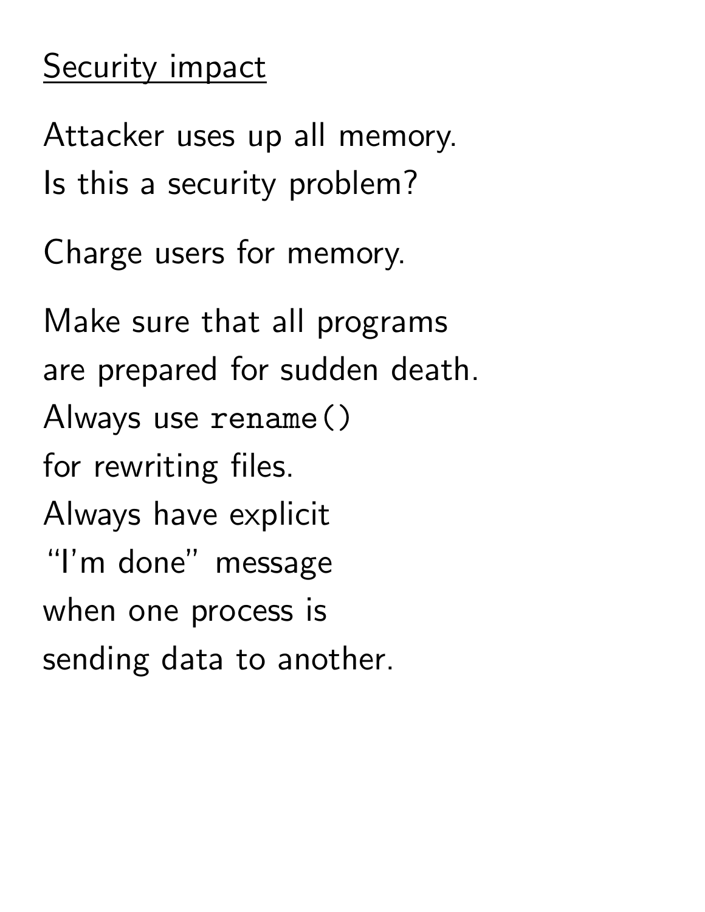## Security impact

Attacker uses up all memory.
Is this a security problem?

Charge users for memory.

Make sure that all programs
are prepared for sudden death.
Always use `rename()`
for rewriting files.
Always have explicit
"I'm done" message
when one process is
sending data to another.